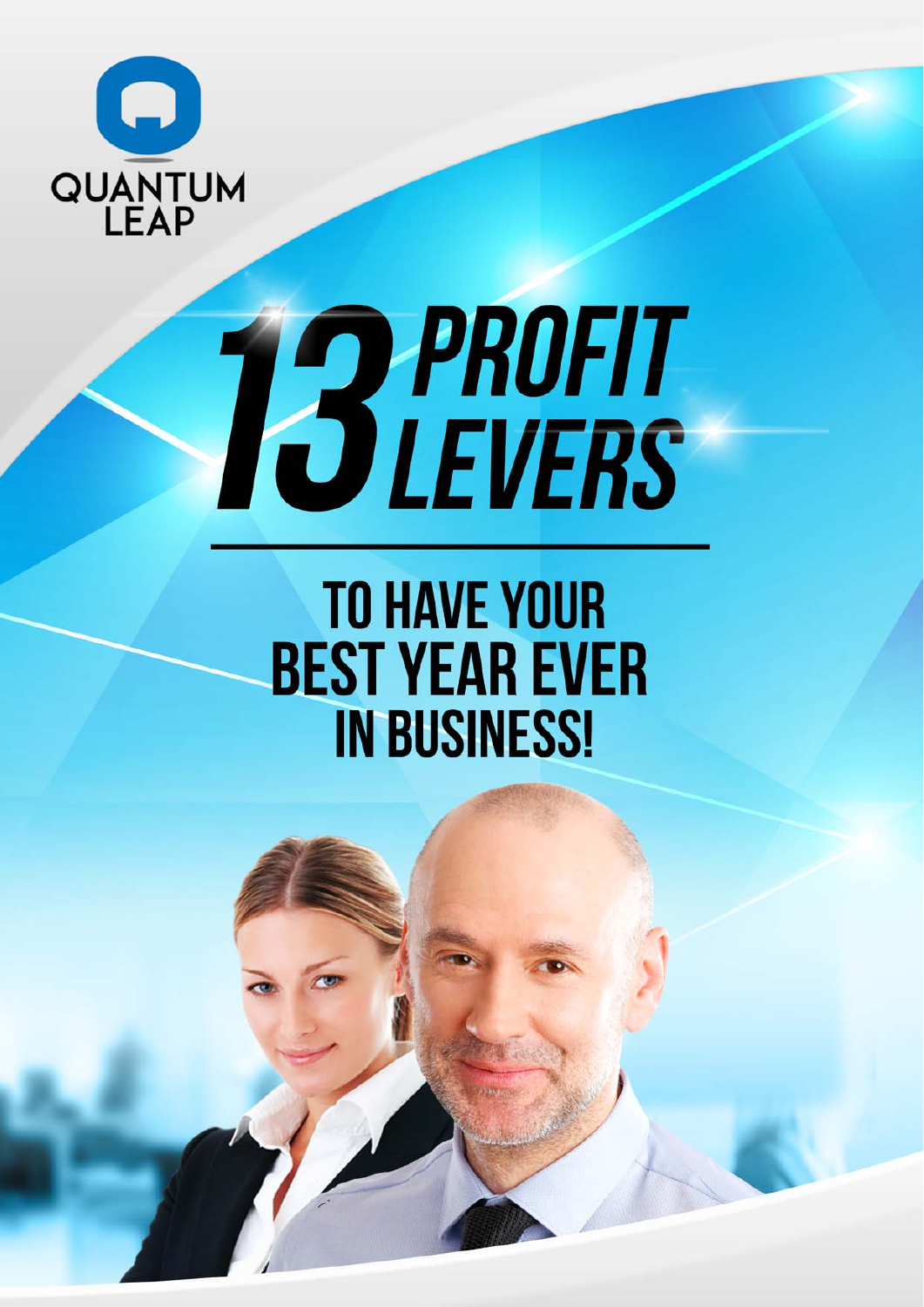QUANTUM LEAP

# 13 PROFIT LEVERS

## TO HAVE YOUR BEST YEAR EVER IN BUSINESS!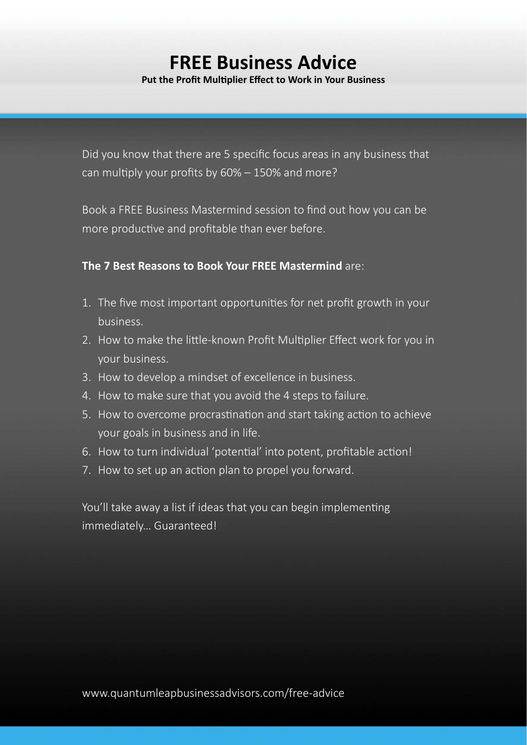# FREE Business Advice

**Put the Profit Multiplier Effect to Work in Your Business**

Did you know that there are 5 specific focus areas in any business that can multiply your profits by 60% – 150% and more?

Book a FREE Business Mastermind session to find out how you can be more productive and profitable than ever before.

**The 7 Best Reasons to Book Your FREE Mastermind** are:

1. The five most important opportunities for net profit growth in your business.
2. How to make the little-known Profit Multiplier Effect work for you in your business.
3. How to develop a mindset of excellence in business.
4. How to make sure that you avoid the 4 steps to failure.
5. How to overcome procrastination and start taking action to achieve your goals in business and in life.
6. How to turn individual 'potential' into potent, profitable action!
7. How to set up an action plan to propel you forward.

You'll take away a list if ideas that you can begin implementing immediately… Guaranteed!

www.quantumleapbusinessadvisors.com/free-advice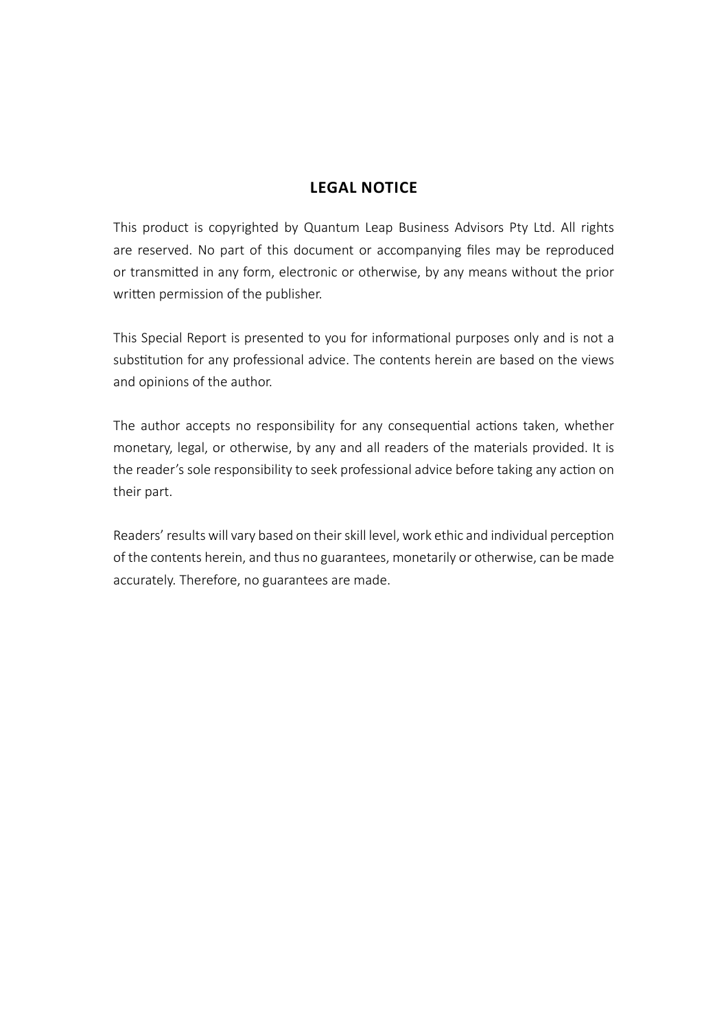## LEGAL NOTICE

This product is copyrighted by Quantum Leap Business Advisors Pty Ltd. All rights are reserved. No part of this document or accompanying files may be reproduced or transmitted in any form, electronic or otherwise, by any means without the prior written permission of the publisher.

This Special Report is presented to you for informational purposes only and is not a substitution for any professional advice. The contents herein are based on the views and opinions of the author.

The author accepts no responsibility for any consequential actions taken, whether monetary, legal, or otherwise, by any and all readers of the materials provided. It is the reader's sole responsibility to seek professional advice before taking any action on their part.

Readers' results will vary based on their skill level, work ethic and individual perception of the contents herein, and thus no guarantees, monetarily or otherwise, can be made accurately. Therefore, no guarantees are made.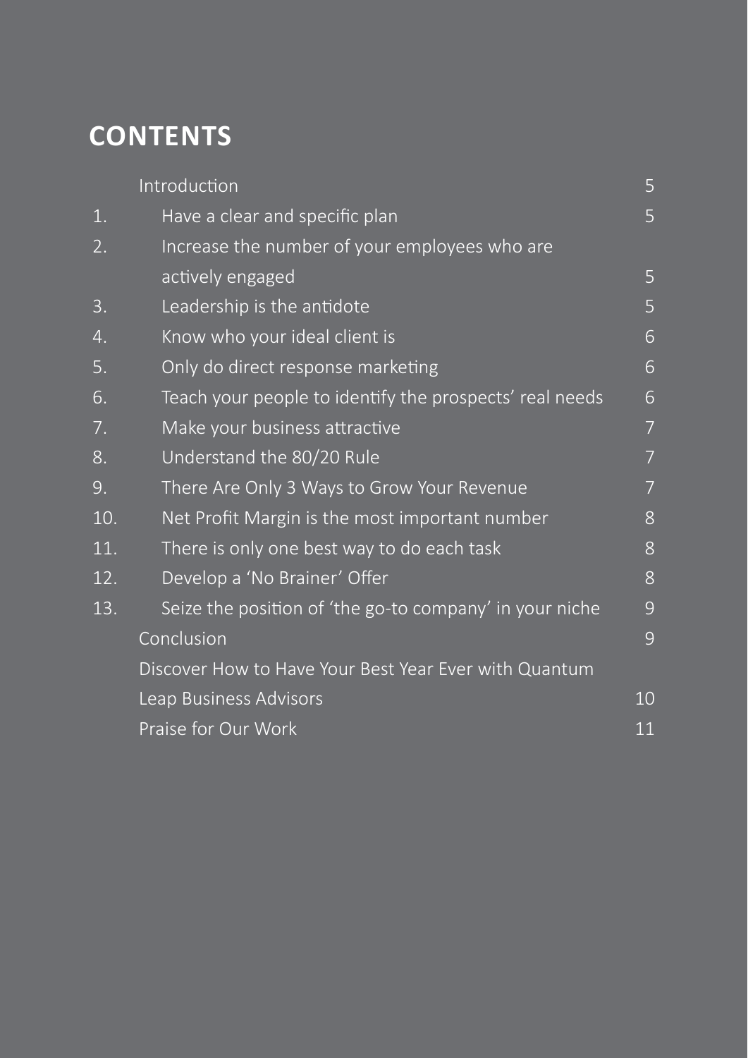## CONTENTS

| | | |
|---|---|---|
| | Introduction | 5 |
| 1. | Have a clear and specific plan | 5 |
| 2. | Increase the number of your employees who are actively engaged | 5 |
| 3. | Leadership is the antidote | 5 |
| 4. | Know who your ideal client is | 6 |
| 5. | Only do direct response marketing | 6 |
| 6. | Teach your people to identify the prospects' real needs | 6 |
| 7. | Make your business attractive | 7 |
| 8. | Understand the 80/20 Rule | 7 |
| 9. | There Are Only 3 Ways to Grow Your Revenue | 7 |
| 10. | Net Profit Margin is the most important number | 8 |
| 11. | There is only one best way to do each task | 8 |
| 12. | Develop a 'No Brainer' Offer | 8 |
| 13. | Seize the position of 'the go-to company' in your niche | 9 |
| | Conclusion | 9 |
| | Discover How to Have Your Best Year Ever with Quantum Leap Business Advisors | 10 |
| | Praise for Our Work | 11 |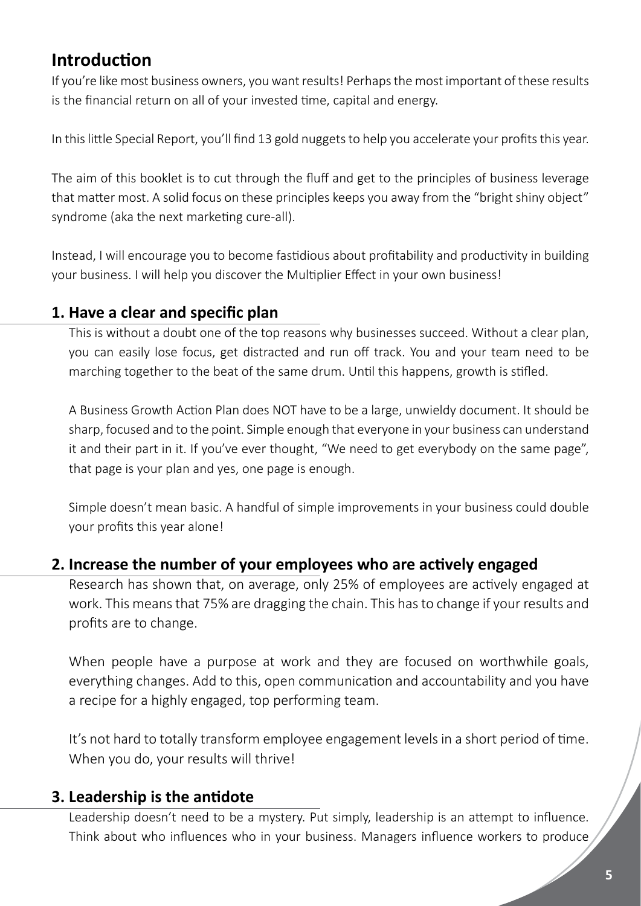## Introduction

If you're like most business owners, you want results! Perhaps the most important of these results is the financial return on all of your invested time, capital and energy.

In this little Special Report, you'll find 13 gold nuggets to help you accelerate your profits this year.

The aim of this booklet is to cut through the fluff and get to the principles of business leverage that matter most. A solid focus on these principles keeps you away from the "bright shiny object" syndrome (aka the next marketing cure-all).

Instead, I will encourage you to become fastidious about profitability and productivity in building your business. I will help you discover the Multiplier Effect in your own business!

### 1. Have a clear and specific plan

This is without a doubt one of the top reasons why businesses succeed. Without a clear plan, you can easily lose focus, get distracted and run off track. You and your team need to be marching together to the beat of the same drum. Until this happens, growth is stifled.

A Business Growth Action Plan does NOT have to be a large, unwieldy document. It should be sharp, focused and to the point. Simple enough that everyone in your business can understand it and their part in it. If you've ever thought, "We need to get everybody on the same page", that page is your plan and yes, one page is enough.

Simple doesn't mean basic. A handful of simple improvements in your business could double your profits this year alone!

### 2. Increase the number of your employees who are actively engaged

Research has shown that, on average, only 25% of employees are actively engaged at work. This means that 75% are dragging the chain. This has to change if your results and profits are to change.

When people have a purpose at work and they are focused on worthwhile goals, everything changes. Add to this, open communication and accountability and you have a recipe for a highly engaged, top performing team.

It's not hard to totally transform employee engagement levels in a short period of time. When you do, your results will thrive!

### 3. Leadership is the antidote

Leadership doesn't need to be a mystery. Put simply, leadership is an attempt to influence. Think about who influences who in your business. Managers influence workers to produce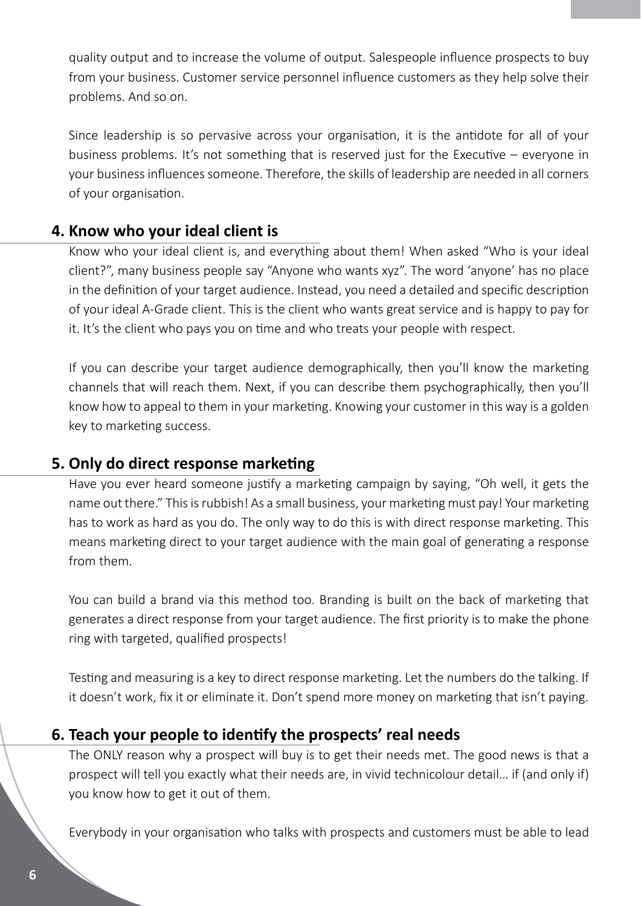quality output and to increase the volume of output. Salespeople influence prospects to buy from your business. Customer service personnel influence customers as they help solve their problems. And so on.

Since leadership is so pervasive across your organisation, it is the antidote for all of your business problems. It's not something that is reserved just for the Executive – everyone in your business influences someone. Therefore, the skills of leadership are needed in all corners of your organisation.

## 4. Know who your ideal client is

Know who your ideal client is, and everything about them! When asked "Who is your ideal client?", many business people say "Anyone who wants xyz". The word 'anyone' has no place in the definition of your target audience. Instead, you need a detailed and specific description of your ideal A-Grade client. This is the client who wants great service and is happy to pay for it. It's the client who pays you on time and who treats your people with respect.

If you can describe your target audience demographically, then you'll know the marketing channels that will reach them. Next, if you can describe them psychographically, then you'll know how to appeal to them in your marketing. Knowing your customer in this way is a golden key to marketing success.

## 5. Only do direct response marketing

Have you ever heard someone justify a marketing campaign by saying, "Oh well, it gets the name out there." This is rubbish! As a small business, your marketing must pay! Your marketing has to work as hard as you do. The only way to do this is with direct response marketing. This means marketing direct to your target audience with the main goal of generating a response from them.

You can build a brand via this method too. Branding is built on the back of marketing that generates a direct response from your target audience. The first priority is to make the phone ring with targeted, qualified prospects!

Testing and measuring is a key to direct response marketing. Let the numbers do the talking. If it doesn't work, fix it or eliminate it. Don't spend more money on marketing that isn't paying.

## 6. Teach your people to identify the prospects' real needs

The ONLY reason why a prospect will buy is to get their needs met. The good news is that a prospect will tell you exactly what their needs are, in vivid technicolour detail… if (and only if) you know how to get it out of them.

Everybody in your organisation who talks with prospects and customers must be able to lead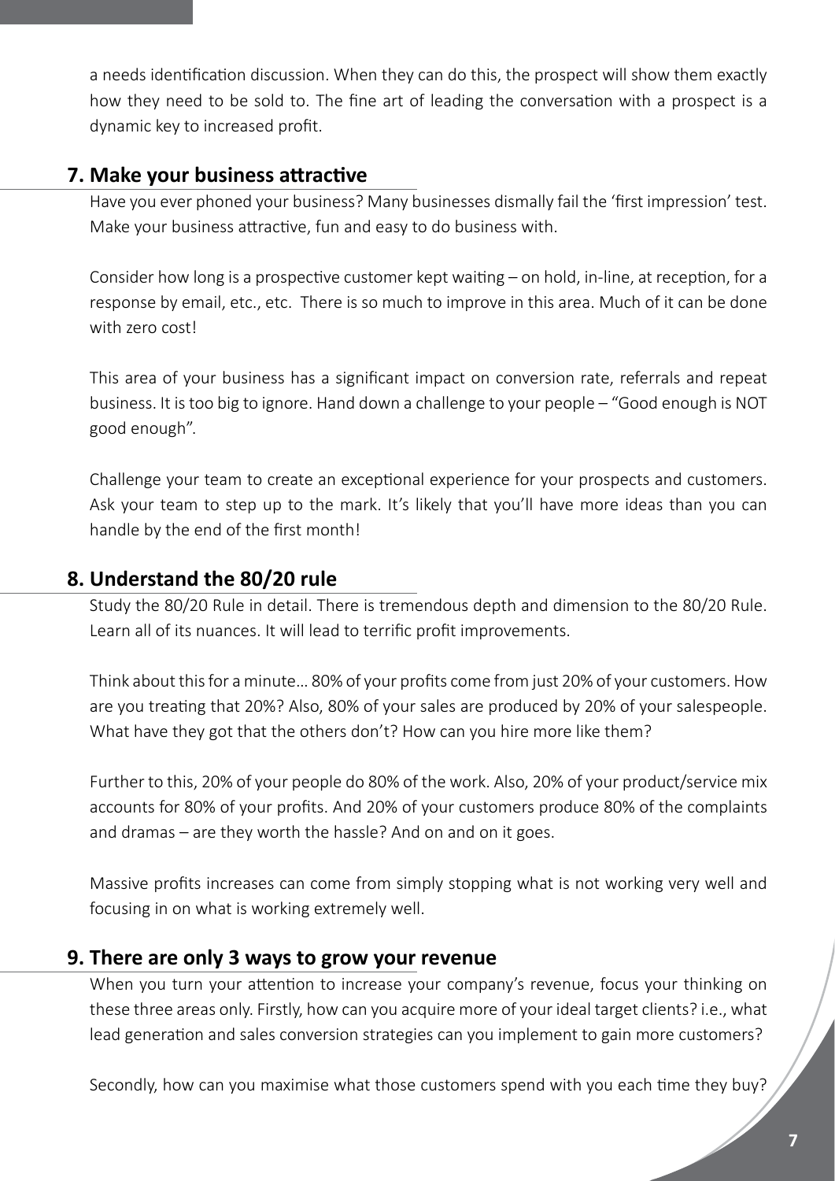a needs identification discussion. When they can do this, the prospect will show them exactly how they need to be sold to. The fine art of leading the conversation with a prospect is a dynamic key to increased profit.

## 7. Make your business attractive

Have you ever phoned your business? Many businesses dismally fail the 'first impression' test. Make your business attractive, fun and easy to do business with.

Consider how long is a prospective customer kept waiting – on hold, in-line, at reception, for a response by email, etc., etc.  There is so much to improve in this area. Much of it can be done with zero cost!

This area of your business has a significant impact on conversion rate, referrals and repeat business. It is too big to ignore. Hand down a challenge to your people – "Good enough is NOT good enough".

Challenge your team to create an exceptional experience for your prospects and customers. Ask your team to step up to the mark. It's likely that you'll have more ideas than you can handle by the end of the first month!

## 8. Understand the 80/20 rule

Study the 80/20 Rule in detail. There is tremendous depth and dimension to the 80/20 Rule. Learn all of its nuances. It will lead to terrific profit improvements.

Think about this for a minute... 80% of your profits come from just 20% of your customers. How are you treating that 20%? Also, 80% of your sales are produced by 20% of your salespeople. What have they got that the others don't? How can you hire more like them?

Further to this, 20% of your people do 80% of the work. Also, 20% of your product/service mix accounts for 80% of your profits. And 20% of your customers produce 80% of the complaints and dramas – are they worth the hassle? And on and on it goes.

Massive profits increases can come from simply stopping what is not working very well and focusing in on what is working extremely well.

## 9. There are only 3 ways to grow your revenue

When you turn your attention to increase your company's revenue, focus your thinking on these three areas only. Firstly, how can you acquire more of your ideal target clients? i.e., what lead generation and sales conversion strategies can you implement to gain more customers?

Secondly, how can you maximise what those customers spend with you each time they buy?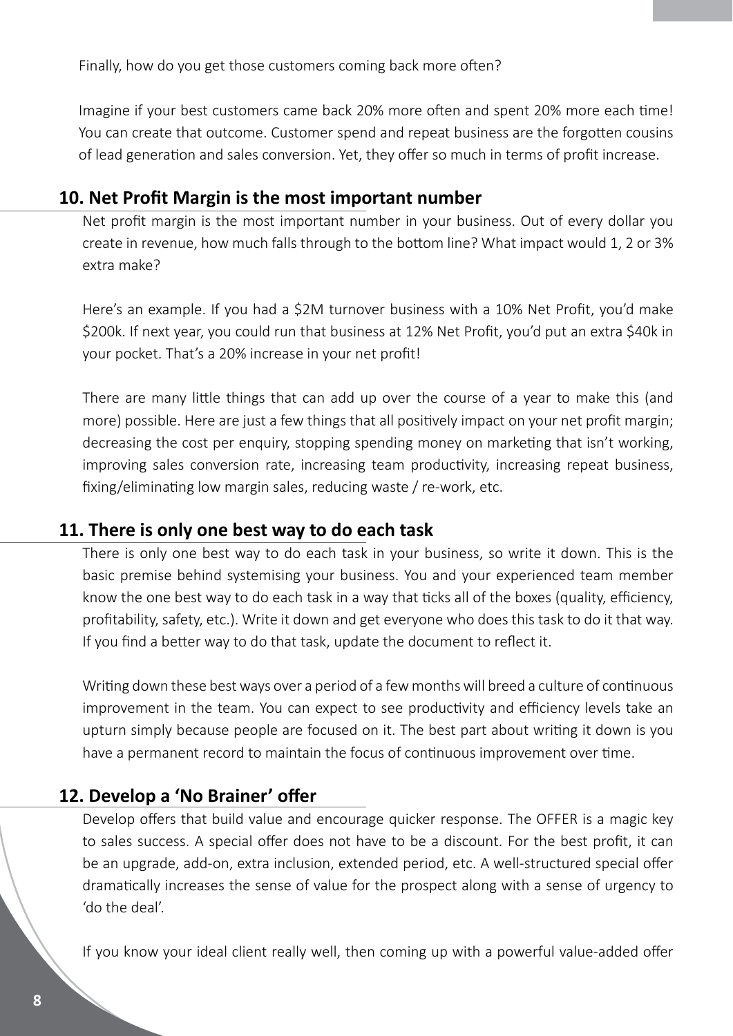Finally, how do you get those customers coming back more often?

Imagine if your best customers came back 20% more often and spent 20% more each time! You can create that outcome. Customer spend and repeat business are the forgotten cousins of lead generation and sales conversion. Yet, they offer so much in terms of profit increase.

## 10. Net Profit Margin is the most important number

Net profit margin is the most important number in your business. Out of every dollar you create in revenue, how much falls through to the bottom line? What impact would 1, 2 or 3% extra make?

Here's an example. If you had a $2M turnover business with a 10% Net Profit, you'd make $200k. If next year, you could run that business at 12% Net Profit, you'd put an extra $40k in your pocket. That's a 20% increase in your net profit!

There are many little things that can add up over the course of a year to make this (and more) possible. Here are just a few things that all positively impact on your net profit margin; decreasing the cost per enquiry, stopping spending money on marketing that isn't working, improving sales conversion rate, increasing team productivity, increasing repeat business, fixing/eliminating low margin sales, reducing waste / re-work, etc.

## 11. There is only one best way to do each task

There is only one best way to do each task in your business, so write it down. This is the basic premise behind systemising your business. You and your experienced team member know the one best way to do each task in a way that ticks all of the boxes (quality, efficiency, profitability, safety, etc.). Write it down and get everyone who does this task to do it that way. If you find a better way to do that task, update the document to reflect it.

Writing down these best ways over a period of a few months will breed a culture of continuous improvement in the team. You can expect to see productivity and efficiency levels take an upturn simply because people are focused on it. The best part about writing it down is you have a permanent record to maintain the focus of continuous improvement over time.

## 12. Develop a 'No Brainer' offer

Develop offers that build value and encourage quicker response. The OFFER is a magic key to sales success. A special offer does not have to be a discount. For the best profit, it can be an upgrade, add-on, extra inclusion, extended period, etc. A well-structured special offer dramatically increases the sense of value for the prospect along with a sense of urgency to 'do the deal'.

If you know your ideal client really well, then coming up with a powerful value-added offer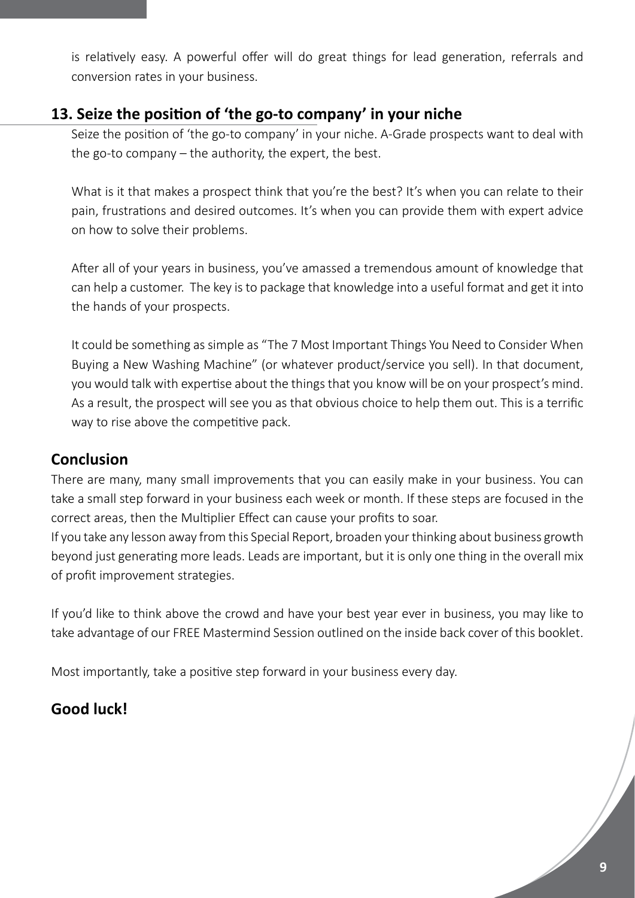is relatively easy. A powerful offer will do great things for lead generation, referrals and conversion rates in your business.

## 13. Seize the position of 'the go-to company' in your niche

Seize the position of 'the go-to company' in your niche. A-Grade prospects want to deal with the go-to company – the authority, the expert, the best.

What is it that makes a prospect think that you're the best? It's when you can relate to their pain, frustrations and desired outcomes. It's when you can provide them with expert advice on how to solve their problems.

After all of your years in business, you've amassed a tremendous amount of knowledge that can help a customer. The key is to package that knowledge into a useful format and get it into the hands of your prospects.

It could be something as simple as "The 7 Most Important Things You Need to Consider When Buying a New Washing Machine" (or whatever product/service you sell). In that document, you would talk with expertise about the things that you know will be on your prospect's mind. As a result, the prospect will see you as that obvious choice to help them out. This is a terrific way to rise above the competitive pack.

## Conclusion

There are many, many small improvements that you can easily make in your business. You can take a small step forward in your business each week or month. If these steps are focused in the correct areas, then the Multiplier Effect can cause your profits to soar.

If you take any lesson away from this Special Report, broaden your thinking about business growth beyond just generating more leads. Leads are important, but it is only one thing in the overall mix of profit improvement strategies.

If you'd like to think above the crowd and have your best year ever in business, you may like to take advantage of our FREE Mastermind Session outlined on the inside back cover of this booklet.

Most importantly, take a positive step forward in your business every day.

## Good luck!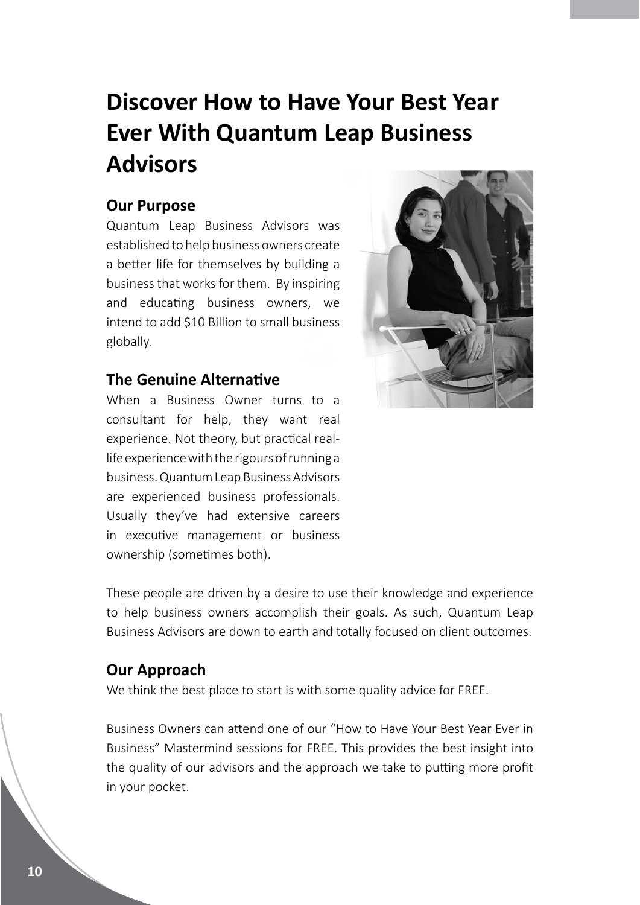# Discover How to Have Your Best Year Ever With Quantum Leap Business Advisors

## Our Purpose

Quantum Leap Business Advisors was established to help business owners create a better life for themselves by building a business that works for them. By inspiring and educating business owners, we intend to add $10 Billion to small business globally.

## The Genuine Alternative

When a Business Owner turns to a consultant for help, they want real experience. Not theory, but practical real-life experience with the rigours of running a business. Quantum Leap Business Advisors are experienced business professionals. Usually they've had extensive careers in executive management or business ownership (sometimes both).

These people are driven by a desire to use their knowledge and experience to help business owners accomplish their goals. As such, Quantum Leap Business Advisors are down to earth and totally focused on client outcomes.

## Our Approach

We think the best place to start is with some quality advice for FREE.

Business Owners can attend one of our "How to Have Your Best Year Ever in Business" Mastermind sessions for FREE. This provides the best insight into the quality of our advisors and the approach we take to putting more profit in your pocket.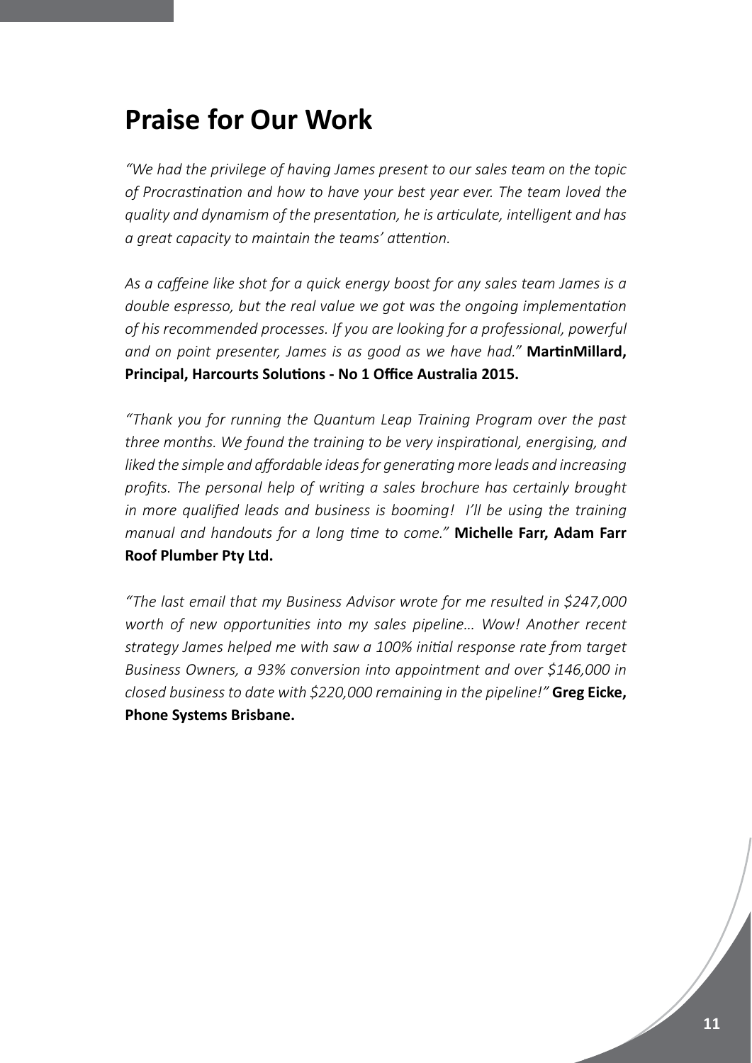## Praise for Our Work

*"We had the privilege of having James present to our sales team on the topic of Procrastination and how to have your best year ever. The team loved the quality and dynamism of the presentation, he is articulate, intelligent and has a great capacity to maintain the teams' attention.*

*As a caffeine like shot for a quick energy boost for any sales team James is a double espresso, but the real value we got was the ongoing implementation of his recommended processes. If you are looking for a professional, powerful and on point presenter, James is as good as we have had."* **MartinMillard, Principal, Harcourts Solutions - No 1 Office Australia 2015.**

*"Thank you for running the Quantum Leap Training Program over the past three months. We found the training to be very inspirational, energising, and liked the simple and affordable ideas for generating more leads and increasing profits. The personal help of writing a sales brochure has certainly brought in more qualified leads and business is booming! I'll be using the training manual and handouts for a long time to come."* **Michelle Farr, Adam Farr Roof Plumber Pty Ltd.**

*"The last email that my Business Advisor wrote for me resulted in $247,000 worth of new opportunities into my sales pipeline… Wow! Another recent strategy James helped me with saw a 100% initial response rate from target Business Owners, a 93% conversion into appointment and over $146,000 in closed business to date with $220,000 remaining in the pipeline!"* **Greg Eicke, Phone Systems Brisbane.**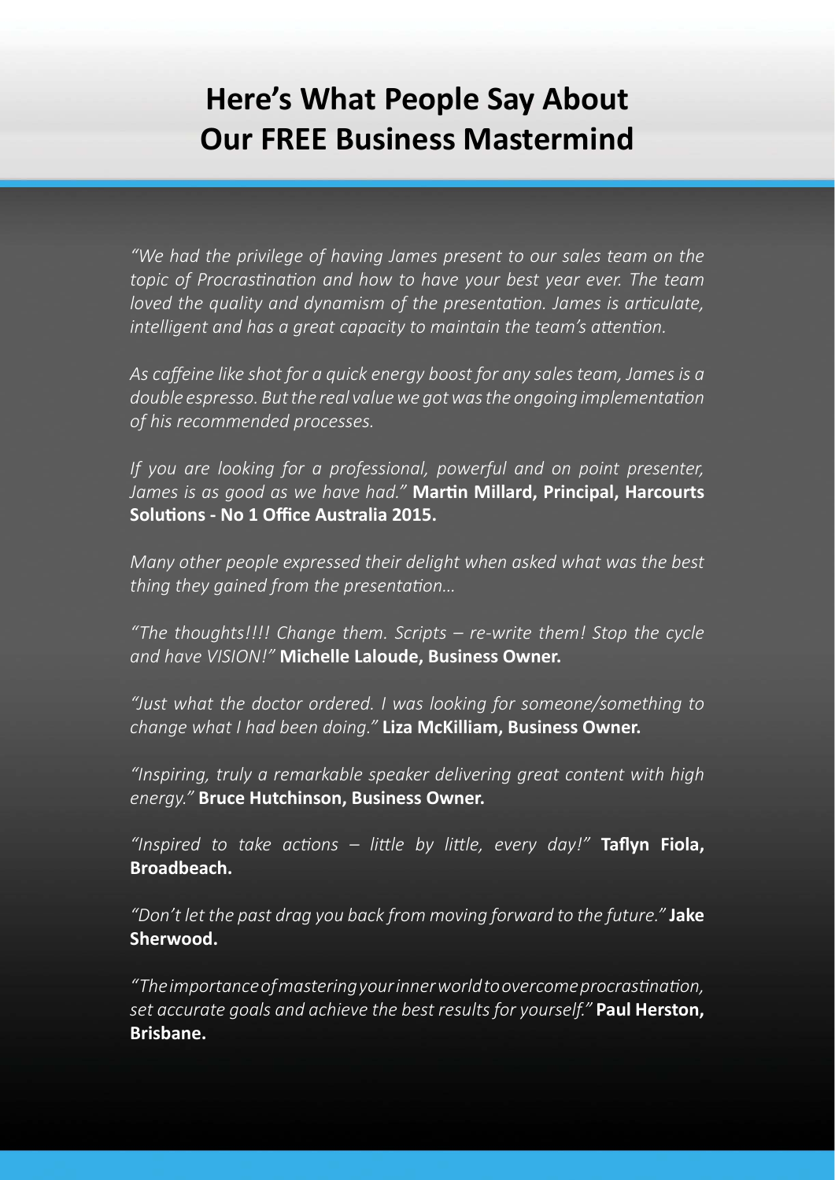# Here's What People Say About Our FREE Business Mastermind

*"We had the privilege of having James present to our sales team on the topic of Procrastination and how to have your best year ever. The team loved the quality and dynamism of the presentation. James is articulate, intelligent and has a great capacity to maintain the team's attention.*

*As caffeine like shot for a quick energy boost for any sales team, James is a double espresso. But the real value we got was the ongoing implementation of his recommended processes.*

*If you are looking for a professional, powerful and on point presenter, James is as good as we have had."* **Martin Millard, Principal, Harcourts Solutions - No 1 Office Australia 2015.**

*Many other people expressed their delight when asked what was the best thing they gained from the presentation...*

*"The thoughts!!!! Change them. Scripts – re-write them! Stop the cycle and have VISION!"* **Michelle Laloude, Business Owner.**

*"Just what the doctor ordered. I was looking for someone/something to change what I had been doing."* **Liza McKilliam, Business Owner.**

*"Inspiring, truly a remarkable speaker delivering great content with high energy."* **Bruce Hutchinson, Business Owner.**

*"Inspired to take actions – little by little, every day!"* **Taflyn Fiola, Broadbeach.**

*"Don't let the past drag you back from moving forward to the future."* **Jake Sherwood.**

*"The importance of mastering your inner world to overcome procrastination, set accurate goals and achieve the best results for yourself."* **Paul Herston, Brisbane.**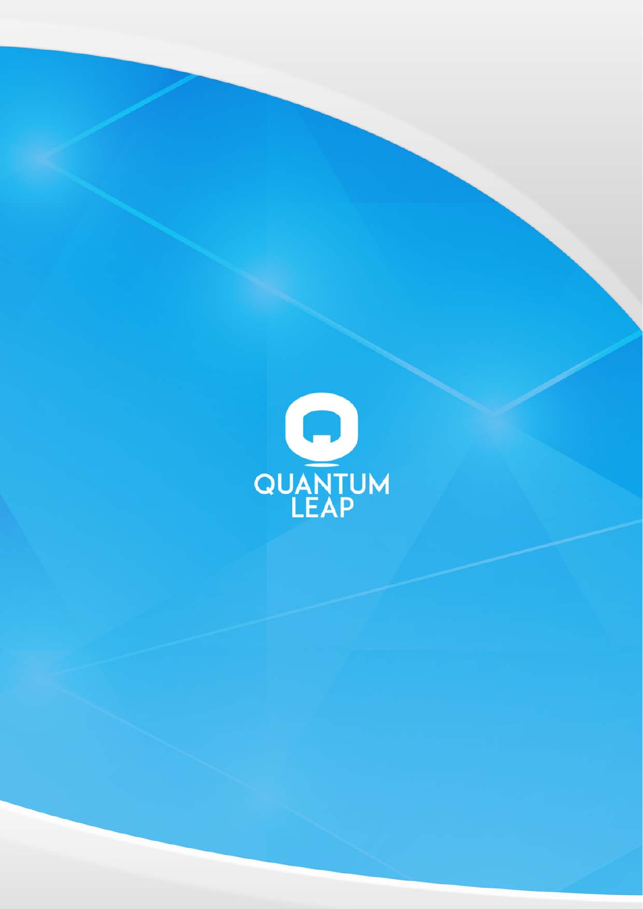QUANTUM
LEAP